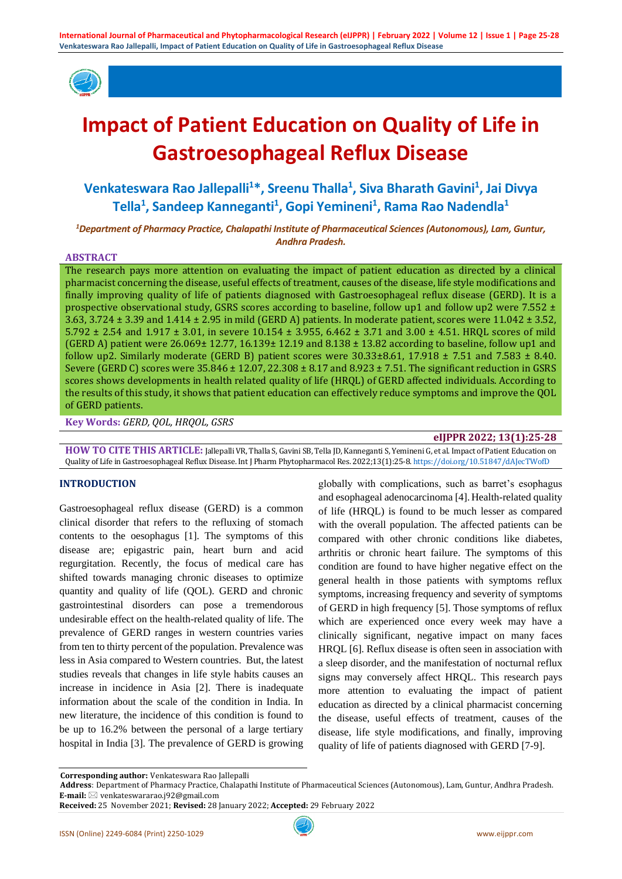# Impact of Patient Education on Quality of Life in Gastroesophageal Reflux Disease

**Venkateswara Rao Jallepalli[1]*, Sreenu Thalla[1], Siva Bharath Gavini[1], Jai Divya Tella[1], Sandeep Kanneganti[1], Gopi Yemineni[1], Rama Rao Nadendla[1]**

*[1]Department of Pharmacy Practice, Chalapathi Institute of Pharmaceutical Sciences (Autonomous), Lam, Guntur, Andhra Pradesh.*

## ABSTRACT

The research pays more attention on evaluating the impact of patient education as directed by a clinical pharmacist concerning the disease, useful effects of treatment, causes of the disease, life style modifications and finally improving quality of life of patients diagnosed with Gastroesophageal reflux disease (GERD). It is a prospective observational study, GSRS scores according to baseline, follow up1 and follow up2 were 7.552 ± 3.63, 3.724 ± 3.39 and 1.414 ± 2.95 in mild (GERD A) patients. In moderate patient, scores were 11.042 ± 3.52, 5.792 ± 2.54 and 1.917 ± 3.01, in severe 10.154 ± 3.955, 6.462 ± 3.71 and 3.00 ± 4.51. HRQL scores of mild (GERD A) patient were 26.069± 12.77, 16.139± 12.19 and 8.138 ± 13.82 according to baseline, follow up1 and follow up2. Similarly moderate (GERD B) patient scores were 30.33±8.61, 17.918 ± 7.51 and 7.583 ± 8.40. Severe (GERD C) scores were 35.846 ± 12.07, 22.308 ± 8.17 and 8.923 ± 7.51. The significant reduction in GSRS scores shows developments in health related quality of life (HRQL) of GERD affected individuals. According to the results of this study, it shows that patient education can effectively reduce symptoms and improve the QOL of GERD patients.

**Key Words:** *GERD, QOL, HRQOL, GSRS*

**eIJPPR 2022; 13(1):25-28**

**HOW TO CITE THIS ARTICLE:** Jallepalli VR, Thalla S, Gavini SB, Tella JD, Kanneganti S, Yemineni G, et al. Impact of Patient Education on Quality of Life in Gastroesophageal Reflux Disease. Int J Pharm Phytopharmacol Res. 2022;13(1):25-8. https://doi.org/10.51847/dAJecTWofD

## INTRODUCTION

Gastroesophageal reflux disease (GERD) is a common clinical disorder that refers to the refluxing of stomach contents to the oesophagus [1]. The symptoms of this disease are; epigastric pain, heart burn and acid regurgitation. Recently, the focus of medical care has shifted towards managing chronic diseases to optimize quantity and quality of life (QOL). GERD and chronic gastrointestinal disorders can pose a tremendorous undesirable effect on the health-related quality of life. The prevalence of GERD ranges in western countries varies from ten to thirty percent of the population. Prevalence was less in Asia compared to Western countries. But, the latest studies reveals that changes in life style habits causes an increase in incidence in Asia [2]. There is inadequate information about the scale of the condition in India. In new literature, the incidence of this condition is found to be up to 16.2% between the personal of a large tertiary hospital in India [3]. The prevalence of GERD is growing globally with complications, such as barret's esophagus and esophageal adenocarcinoma [4]. Health-related quality of life (HRQL) is found to be much lesser as compared with the overall population. The affected patients can be compared with other chronic conditions like diabetes, arthritis or chronic heart failure. The symptoms of this condition are found to have higher negative effect on the general health in those patients with symptoms reflux symptoms, increasing frequency and severity of symptoms of GERD in high frequency [5]. Those symptoms of reflux which are experienced once every week may have a clinically significant, negative impact on many faces HRQL [6]. Reflux disease is often seen in association with a sleep disorder, and the manifestation of nocturnal reflux signs may conversely affect HRQL. This research pays more attention to evaluating the impact of patient education as directed by a clinical pharmacist concerning the disease, useful effects of treatment, causes of the disease, life style modifications, and finally, improving quality of life of patients diagnosed with GERD [7-9].

**Corresponding author:** Venkateswara Rao Jallepalli
**Address**: Department of Pharmacy Practice, Chalapathi Institute of Pharmaceutical Sciences (Autonomous), Lam, Guntur, Andhra Pradesh.
**E-mail:** ✉ venkateswararao.j92@gmail.com
**Received:** 25 November 2021; **Revised:** 28 January 2022; **Accepted:** 29 February 2022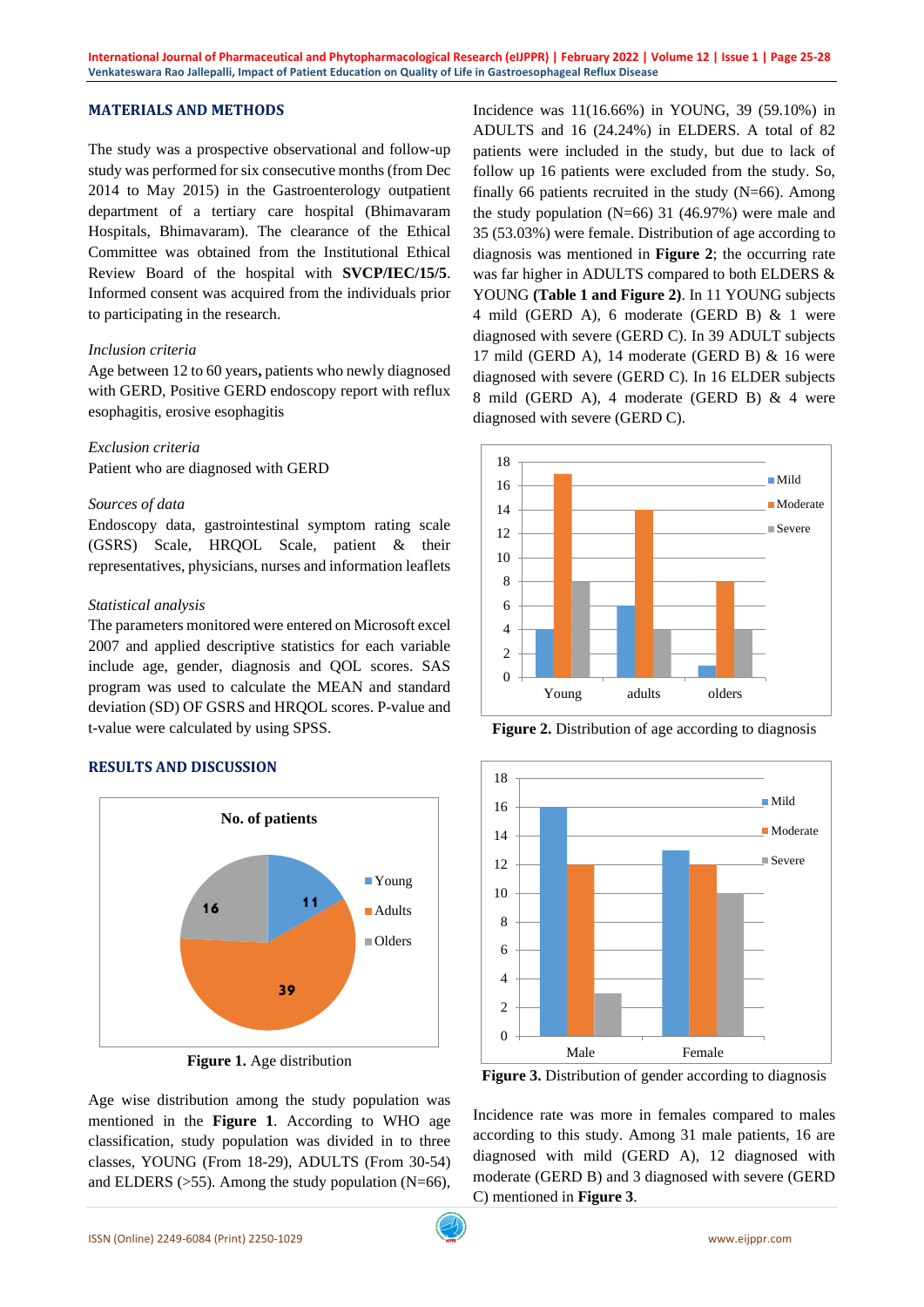## MATERIALS AND METHODS

The study was a prospective observational and follow-up study was performed for six consecutive months (from Dec 2014 to May 2015) in the Gastroenterology outpatient department of a tertiary care hospital (Bhimavaram Hospitals, Bhimavaram). The clearance of the Ethical Committee was obtained from the Institutional Ethical Review Board of the hospital with **SVCP/IEC/15/5**. Informed consent was acquired from the individuals prior to participating in the research.

*Inclusion criteria*

Age between 12 to 60 years**,** patients who newly diagnosed with GERD, Positive GERD endoscopy report with reflux esophagitis, erosive esophagitis

*Exclusion criteria*

Patient who are diagnosed with GERD

*Sources of data*

Endoscopy data, gastrointestinal symptom rating scale (GSRS) Scale, HRQOL Scale, patient & their representatives, physicians, nurses and information leaflets

*Statistical analysis*

The parameters monitored were entered on Microsoft excel 2007 and applied descriptive statistics for each variable include age, gender, diagnosis and QOL scores. SAS program was used to calculate the MEAN and standard deviation (SD) OF GSRS and HRQOL scores. P-value and t-value were calculated by using SPSS.

## RESULTS AND DISCUSSION

**Figure 1.** Age distribution

Age wise distribution among the study population was mentioned in the **Figure 1**. According to WHO age classification, study population was divided in to three classes, YOUNG (From 18-29), ADULTS (From 30-54) and ELDERS (>55). Among the study population (N=66), Incidence was 11(16.66%) in YOUNG, 39 (59.10%) in ADULTS and 16 (24.24%) in ELDERS. A total of 82 patients were included in the study, but due to lack of follow up 16 patients were excluded from the study. So, finally 66 patients recruited in the study (N=66). Among the study population (N=66) 31 (46.97%) were male and 35 (53.03%) were female. Distribution of age according to diagnosis was mentioned in **Figure 2**; the occurring rate was far higher in ADULTS compared to both ELDERS & YOUNG **(Table 1 and Figure 2)**. In 11 YOUNG subjects 4 mild (GERD A), 6 moderate (GERD B) & 1 were diagnosed with severe (GERD C). In 39 ADULT subjects 17 mild (GERD A), 14 moderate (GERD B) & 16 were diagnosed with severe (GERD C). In 16 ELDER subjects 8 mild (GERD A), 4 moderate (GERD B) & 4 were diagnosed with severe (GERD C).

**Figure 2.** Distribution of age according to diagnosis

**Figure 3.** Distribution of gender according to diagnosis

Incidence rate was more in females compared to males according to this study. Among 31 male patients, 16 are diagnosed with mild (GERD A), 12 diagnosed with moderate (GERD B) and 3 diagnosed with severe (GERD C) mentioned in **Figure 3**.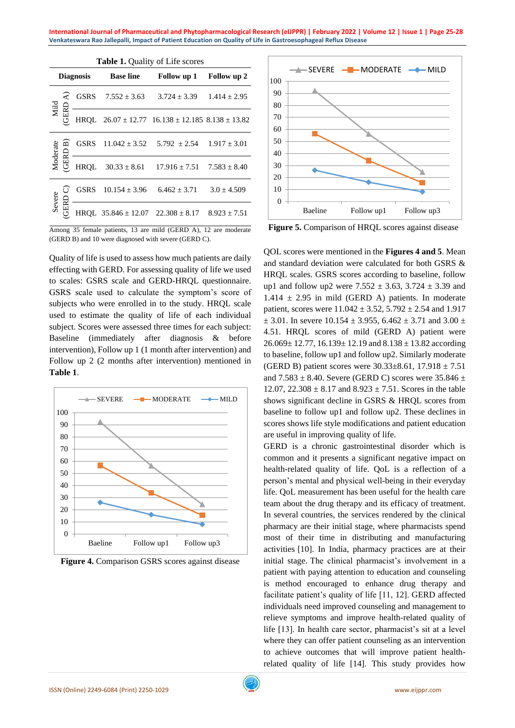**Table 1.** Quality of Life scores

| Diagnosis | | Base line | Follow up 1 | Follow up 2 |
|---|---|---|---|---|
| Mild (GERD A) | GSRS | 7.552 ± 3.63 | 3.724 ± 3.39 | 1.414 ± 2.95 |
| | HRQL | 26.07 ± 12.77 | 16.138 ± 12.185 | 8.138 ± 13.82 |
| Moderate (GERD B) | GSRS | 11.042 ± 3.52 | 5.792 ± 2.54 | 1.917 ± 3.01 |
| | HRQL | 30.33 ± 8.61 | 17.916 ± 7.51 | 7.583 ± 8.40 |
| Severe (GERD C) | GSRS | 10.154 ± 3.96 | 6.462 ± 3.71 | 3.0 ± 4.509 |
| | HRQL | 35.846 ± 12.07 | 22.308 ± 8.17 | 8.923 ± 7.51 |

Among 35 female patients, 13 are mild (GERD A), 12 are moderate (GERD B) and 10 were diagnosed with severe (GERD C).

Quality of life is used to assess how much patients are daily effecting with GERD. For assessing quality of life we used to scales: GSRS scale and GERD-HRQL questionnaire. GSRS scale used to calculate the symptom's score of subjects who were enrolled in to the study. HRQL scale used to estimate the quality of life of each individual subject. Scores were assessed three times for each subject: Baseline (immediately after diagnosis & before intervention), Follow up 1 (1 month after intervention) and Follow up 2 (2 months after intervention) mentioned in **Table 1**.

**Figure 4.** Comparison GSRS scores against disease

**Figure 5.** Comparison of HRQL scores against disease

QOL scores were mentioned in the **Figures 4 and 5**. Mean and standard deviation were calculated for both GSRS & HRQL scales. GSRS scores according to baseline, follow up1 and follow up2 were 7.552 ± 3.63, 3.724 ± 3.39 and 1.414 ± 2.95 in mild (GERD A) patients. In moderate patient, scores were 11.042 ± 3.52, 5.792 ± 2.54 and 1.917 ± 3.01. In severe 10.154 ± 3.955, 6.462 ± 3.71 and 3.00 ± 4.51. HRQL scores of mild (GERD A) patient were 26.069± 12.77, 16.139± 12.19 and 8.138 ± 13.82 according to baseline, follow up1 and follow up2. Similarly moderate (GERD B) patient scores were 30.33±8.61, 17.918 ± 7.51 and 7.583 ± 8.40. Severe (GERD C) scores were 35.846 ± 12.07, 22.308 ± 8.17 and 8.923 ± 7.51. Scores in the table shows significant decline in GSRS & HRQL scores from baseline to follow up1 and follow up2. These declines in scores shows life style modifications and patient education are useful in improving quality of life.

GERD is a chronic gastrointestinal disorder which is common and it presents a significant negative impact on health-related quality of life. QoL is a reflection of a person's mental and physical well-being in their everyday life. QoL measurement has been useful for the health care team about the drug therapy and its efficacy of treatment. In several countries, the services rendered by the clinical pharmacy are their initial stage, where pharmacists spend most of their time in distributing and manufacturing activities [10]. In India, pharmacy practices are at their initial stage. The clinical pharmacist's involvement in a patient with paying attention to education and counseling is method encouraged to enhance drug therapy and facilitate patient's quality of life [11, 12]. GERD affected individuals need improved counseling and management to relieve symptoms and improve health-related quality of life [13]. In health care sector, pharmacist's sit at a level where they can offer patient counseling as an intervention to achieve outcomes that will improve patient health-related quality of life [14]. This study provides how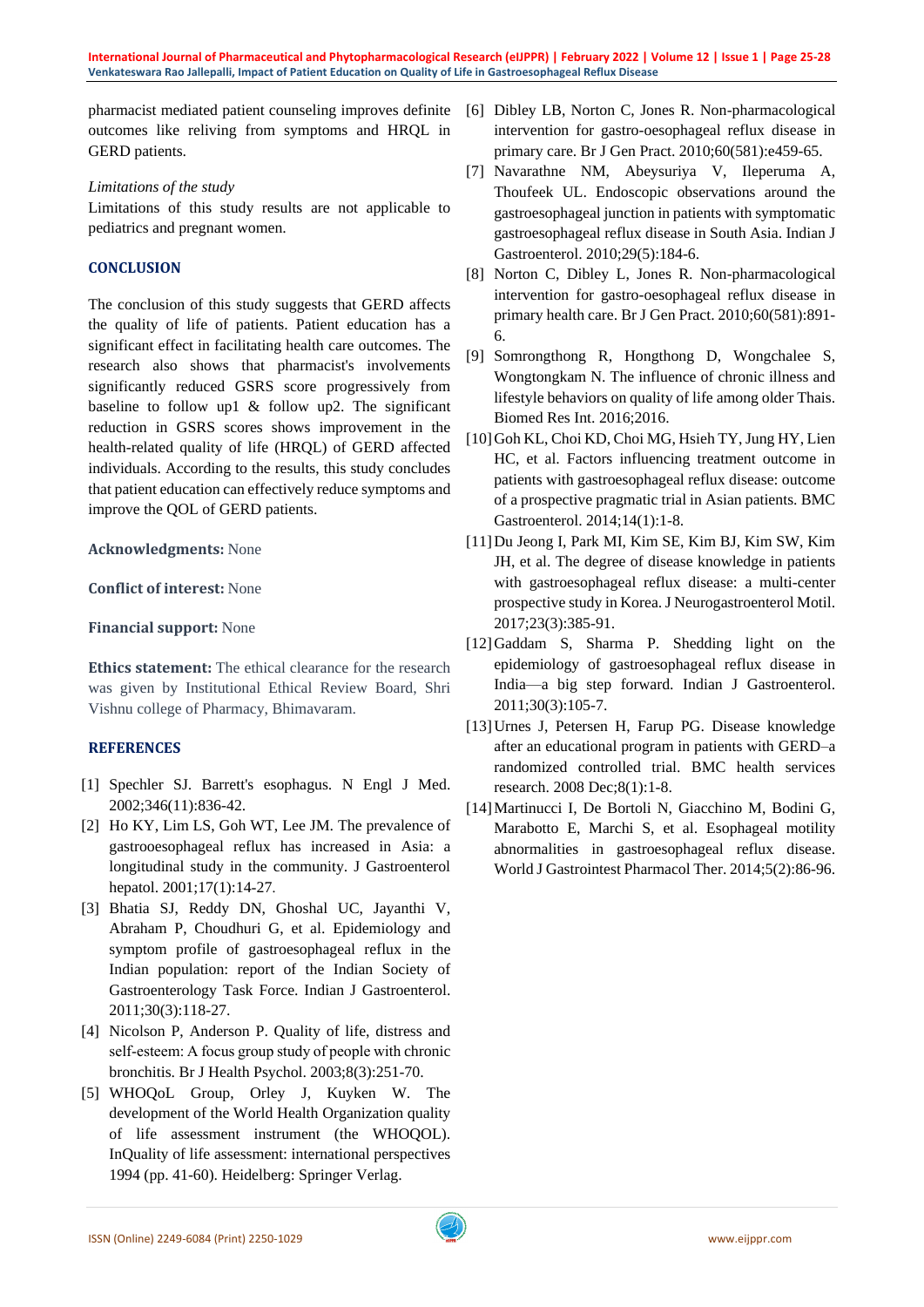pharmacist mediated patient counseling improves definite outcomes like reliving from symptoms and HRQL in GERD patients.

*Limitations of the study*

Limitations of this study results are not applicable to pediatrics and pregnant women.

## CONCLUSION

The conclusion of this study suggests that GERD affects the quality of life of patients. Patient education has a significant effect in facilitating health care outcomes. The research also shows that pharmacist's involvements significantly reduced GSRS score progressively from baseline to follow up1 & follow up2. The significant reduction in GSRS scores shows improvement in the health-related quality of life (HRQL) of GERD affected individuals. According to the results, this study concludes that patient education can effectively reduce symptoms and improve the QOL of GERD patients.

**Acknowledgments:** None

**Conflict of interest:** None

**Financial support:** None

**Ethics statement:** The ethical clearance for the research was given by Institutional Ethical Review Board, Shri Vishnu college of Pharmacy, Bhimavaram.

## REFERENCES

[1] Spechler SJ. Barrett's esophagus. N Engl J Med. 2002;346(11):836-42.

[2] Ho KY, Lim LS, Goh WT, Lee JM. The prevalence of gastrooesophageal reflux has increased in Asia: a longitudinal study in the community. J Gastroenterol hepatol. 2001;17(1):14-27.

[3] Bhatia SJ, Reddy DN, Ghoshal UC, Jayanthi V, Abraham P, Choudhuri G, et al. Epidemiology and symptom profile of gastroesophageal reflux in the Indian population: report of the Indian Society of Gastroenterology Task Force. Indian J Gastroenterol. 2011;30(3):118-27.

[4] Nicolson P, Anderson P. Quality of life, distress and self-esteem: A focus group study of people with chronic bronchitis. Br J Health Psychol. 2003;8(3):251-70.

[5] WHOQoL Group, Orley J, Kuyken W. The development of the World Health Organization quality of life assessment instrument (the WHOQOL). InQuality of life assessment: international perspectives 1994 (pp. 41-60). Heidelberg: Springer Verlag.

[6] Dibley LB, Norton C, Jones R. Non-pharmacological intervention for gastro-oesophageal reflux disease in primary care. Br J Gen Pract. 2010;60(581):e459-65.

[7] Navarathne NM, Abeysuriya V, Ileperuma A, Thoufeek UL. Endoscopic observations around the gastroesophageal junction in patients with symptomatic gastroesophageal reflux disease in South Asia. Indian J Gastroenterol. 2010;29(5):184-6.

[8] Norton C, Dibley L, Jones R. Non-pharmacological intervention for gastro-oesophageal reflux disease in primary health care. Br J Gen Pract. 2010;60(581):891-6.

[9] Somrongthong R, Hongthong D, Wongchalee S, Wongtongkam N. The influence of chronic illness and lifestyle behaviors on quality of life among older Thais. Biomed Res Int. 2016;2016.

[10] Goh KL, Choi KD, Choi MG, Hsieh TY, Jung HY, Lien HC, et al. Factors influencing treatment outcome in patients with gastroesophageal reflux disease: outcome of a prospective pragmatic trial in Asian patients. BMC Gastroenterol. 2014;14(1):1-8.

[11] Du Jeong I, Park MI, Kim SE, Kim BJ, Kim SW, Kim JH, et al. The degree of disease knowledge in patients with gastroesophageal reflux disease: a multi-center prospective study in Korea. J Neurogastroenterol Motil. 2017;23(3):385-91.

[12] Gaddam S, Sharma P. Shedding light on the epidemiology of gastroesophageal reflux disease in India—a big step forward. Indian J Gastroenterol. 2011;30(3):105-7.

[13] Urnes J, Petersen H, Farup PG. Disease knowledge after an educational program in patients with GERD–a randomized controlled trial. BMC health services research. 2008 Dec;8(1):1-8.

[14] Martinucci I, De Bortoli N, Giacchino M, Bodini G, Marabotto E, Marchi S, et al. Esophageal motility abnormalities in gastroesophageal reflux disease. World J Gastrointest Pharmacol Ther. 2014;5(2):86-96.